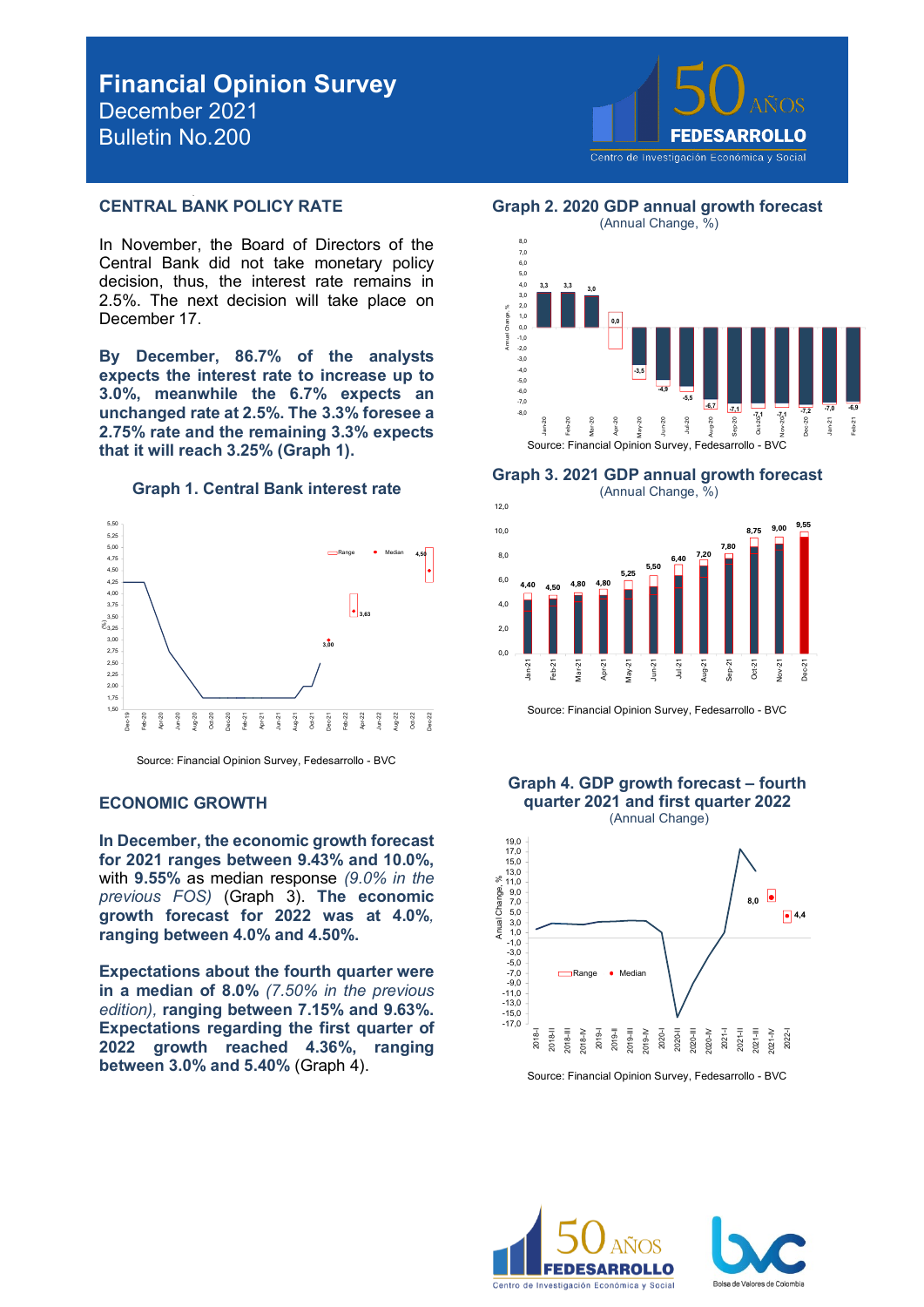# Financial Opinion Survey
December 2021
Bulletin No.200

## CENTRAL BANK POLICY RATE

In November, the Board of Directors of the Central Bank did not take monetary policy decision, thus, the interest rate remains in 2.5%. The next decision will take place on December 17.

**By December, 86.7% of the analysts expects the interest rate to increase up to 3.0%, meanwhile the 6.7% expects an unchanged rate at 2.5%. The 3.3% foresee a 2.75% rate and the remaining 3.3% expects that it will reach 3.25% (Graph 1).**

### Graph 1. Central Bank interest rate

Source: Financial Opinion Survey, Fedesarrollo - BVC

## ECONOMIC GROWTH

**In December, the economic growth forecast for 2021 ranges between 9.43% and 10.0%,** with **9.55%** as median response *(9.0% in the previous FOS)* (Graph 3). **The economic growth forecast for 2022 was at 4.0%, ranging between 4.0% and 4.50%.**

**Expectations about the fourth quarter were in a median of 8.0%** *(7.50% in the previous edition)*, **ranging between 7.15% and 9.63%. Expectations regarding the first quarter of 2022 growth reached 4.36%, ranging between 3.0% and 5.40%** (Graph 4).

### Graph 2. 2020 GDP annual growth forecast
(Annual Change, %)

Source: Financial Opinion Survey, Fedesarrollo - BVC

### Graph 3. 2021 GDP annual growth forecast
(Annual Change, %)

Source: Financial Opinion Survey, Fedesarrollo - BVC

### Graph 4. GDP growth forecast – fourth quarter 2021 and first quarter 2022
(Annual Change)

Source: Financial Opinion Survey, Fedesarrollo - BVC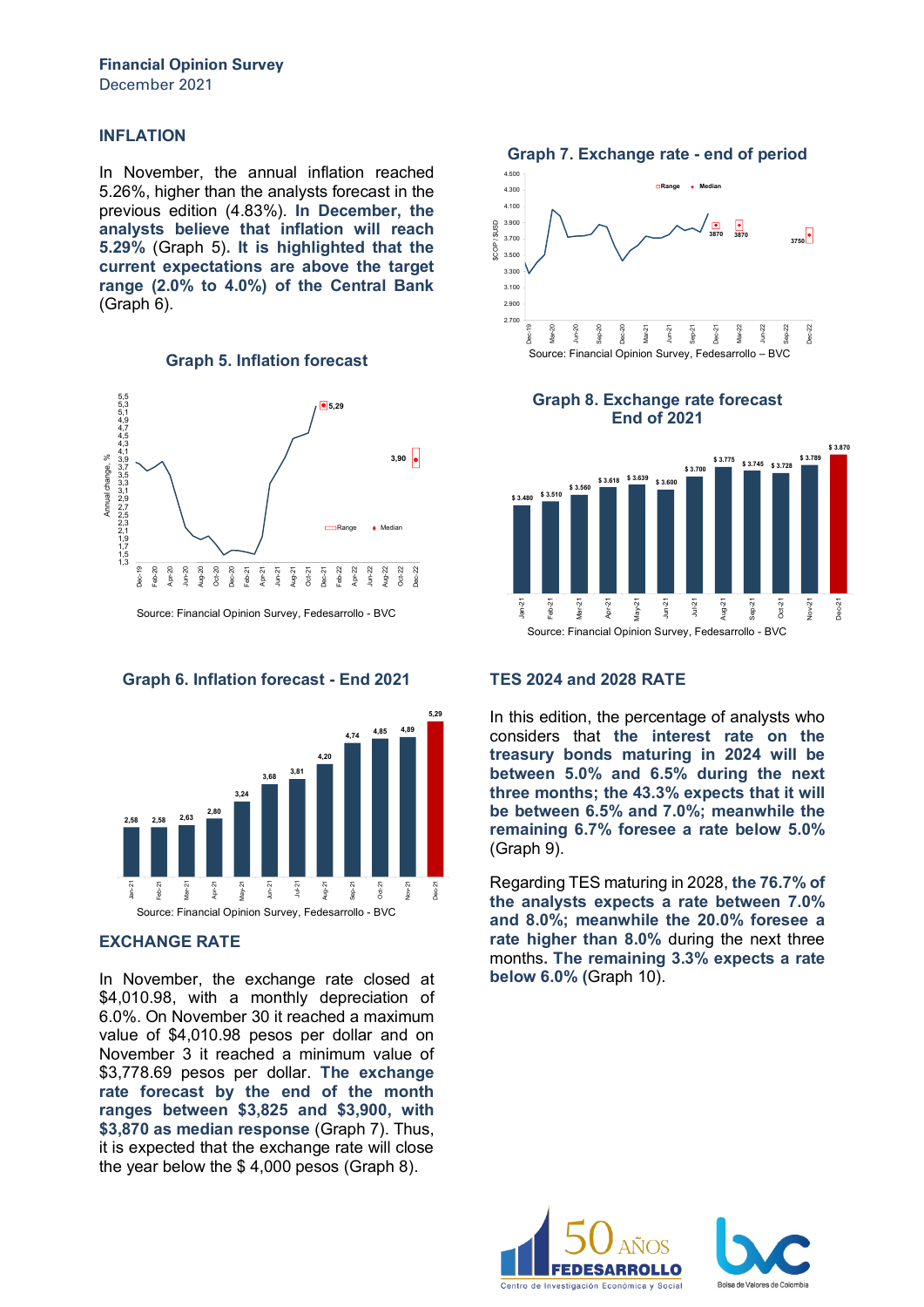**Financial Opinion Survey**
December 2021

## INFLATION

In November, the annual inflation reached 5.26%, higher than the analysts forecast in the previous edition (4.83%). **In December, the analysts believe that inflation will reach 5.29%** (Graph 5). **It is highlighted that the current expectations are above the target range (2.0% to 4.0%) of the Central Bank** (Graph 6).

**Graph 5. Inflation forecast**

Source: Financial Opinion Survey, Fedesarrollo - BVC

**Graph 6. Inflation forecast - End 2021**

| Jan-21 | Feb-21 | Mar-21 | Apr-21 | May-21 | Jun-21 | Jul-21 | Aug-21 | Sep-21 | Oct-21 | Nov-21 | Dec-21 |
|---|---|---|---|---|---|---|---|---|---|---|---|
| 2,58 | 2,58 | 2,63 | 2,80 | 3,24 | 3,68 | 3,81 | 4,20 | 4,74 | 4,85 | 4,89 | 5,29 |

Source: Financial Opinion Survey, Fedesarrollo - BVC

## EXCHANGE RATE

In November, the exchange rate closed at $4,010.98, with a monthly depreciation of 6.0%. On November 30 it reached a maximum value of $4,010.98 pesos per dollar and on November 3 it reached a minimum value of $3,778.69 pesos per dollar. **The exchange rate forecast by the end of the month ranges between $3,825 and $3,900, with $3,870 as median response** (Graph 7). Thus, it is expected that the exchange rate will close the year below the $ 4,000 pesos (Graph 8).

**Graph 7. Exchange rate - end of period**

Source: Financial Opinion Survey, Fedesarrollo – BVC

**Graph 8. Exchange rate forecast End of 2021**

| Jan-21 | Feb-21 | Mar-21 | Apr-21 | May-21 | Jun-21 | Jul-21 | Aug-21 | Sep-21 | Oct-21 | Nov-21 | Dec-21 |
|---|---|---|---|---|---|---|---|---|---|---|---|
| $ 3.480 | $ 3.510 | $ 3.560 | $ 3.618 | $ 3.639 | $ 3.600 | $ 3.700 | $ 3.775 | $ 3.745 | $ 3.728 | $ 3.789 | $ 3.870 |

Source: Financial Opinion Survey, Fedesarrollo - BVC

## TES 2024 and 2028 RATE

In this edition, the percentage of analysts who considers that **the interest rate on the treasury bonds maturing in 2024 will be between 5.0% and 6.5% during the next three months; the 43.3% expects that it will be between 6.5% and 7.0%; meanwhile the remaining 6.7% foresee a rate below 5.0%** (Graph 9).

Regarding TES maturing in 2028, **the 76.7% of the analysts expects a rate between 7.0% and 8.0%; meanwhile the 20.0% foresee a rate higher than 8.0%** during the next three months. **The remaining 3.3% expects a rate below 6.0%** (Graph 10).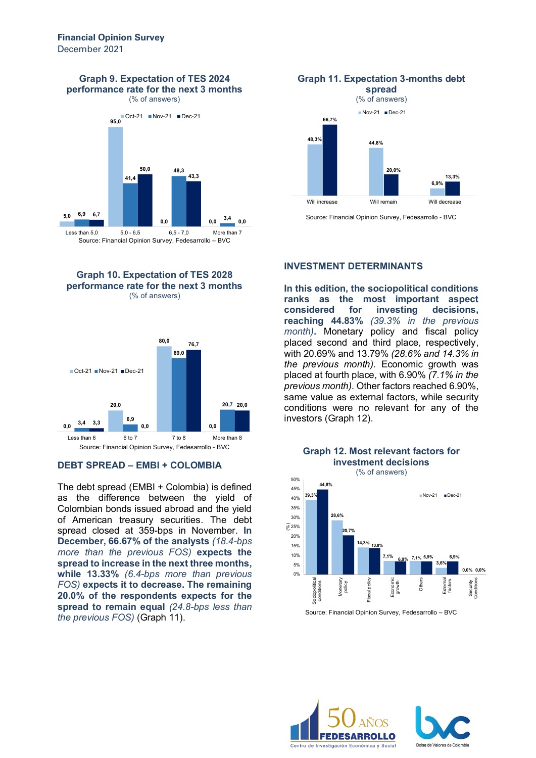**Financial Opinion Survey**
December 2021

### Graph 9. Expectation of TES 2024 performance rate for the next 3 months

(% of answers)

| | Oct-21 | Nov-21 | Dec-21 |
|---|---|---|---|
| Less than 5,0 | 5,0 | 6,9 | 6,7 |
| 5,0 - 6,5 | 95,0 | 41,4 | 50,0 |
| 6,5 - 7,0 | 0,0 | 48,3 | 43,3 |
| More than 7 | 0,0 | 3,4 | 0,0 |

Source: Financial Opinion Survey, Fedesarrollo – BVC

### Graph 10. Expectation of TES 2028 performance rate for the next 3 months

(% of answers)

| | Oct-21 | Nov-21 | Dec-21 |
|---|---|---|---|
| Less than 6 | 0,0 | 3,4 | 3,3 |
| 6 to 7 | 20,0 | 6,9 | 0,0 |
| 7 to 8 | 80,0 | 69,0 | 76,7 |
| More than 8 | 0,0 | 20,7 | 20,0 |

Source: Financial Opinion Survey, Fedesarrollo - BVC

## DEBT SPREAD – EMBI + COLOMBIA

The debt spread (EMBI + Colombia) is defined as the difference between the yield of Colombian bonds issued abroad and the yield of American treasury securities. The debt spread closed at 359-bps in November. **In December, 66.67% of the analysts** *(18.4-bps more than the previous FOS)* **expects the spread to increase in the next three months, while 13.33%** *(6.4-bps more than previous FOS)* **expects it to decrease. The remaining 20.0% of the respondents expects for the spread to remain equal** *(24.8-bps less than the previous FOS)* (Graph 11).

### Graph 11. Expectation 3-months debt spread

(% of answers)

| | Nov-21 | Dec-21 |
|---|---|---|
| Will increase | 48,3% | 66,7% |
| Will remain | 44,8% | 20,0% |
| Will decrease | 6,9% | 13,3% |

Source: Financial Opinion Survey, Fedesarrollo - BVC

## INVESTMENT DETERMINANTS

**In this edition, the sociopolitical conditions ranks as the most important aspect considered for investing decisions, reaching 44.83%** *(39.3% in the previous month)*. Monetary policy and fiscal policy placed second and third place, respectively, with 20.69% and 13.79% *(28.6% and 14.3% in the previous month)*. Economic growth was placed at fourth place, with 6.90% *(7.1% in the previous month)*. Other factors reached 6.90%, same value as external factors, while security conditions were no relevant for any of the investors (Graph 12).

### Graph 12. Most relevant factors for investment decisions

(% of answers)

| | Nov-21 | Dec-21 |
|---|---|---|
| Sociopolitical conditions | 39,3% | 44,8% |
| Monetary policy | 28,6% | 20,7% |
| Fiscal policy | 14,3% | 13,8% |
| Economic growth | 7,1% | 6,9% |
| Others | 7,1% | 6,9% |
| External factors | 3,6% | 6,9% |
| Security Conditions | 0,0% | 0,0% |

Source: Financial Opinion Survey, Fedesarrollo – BVC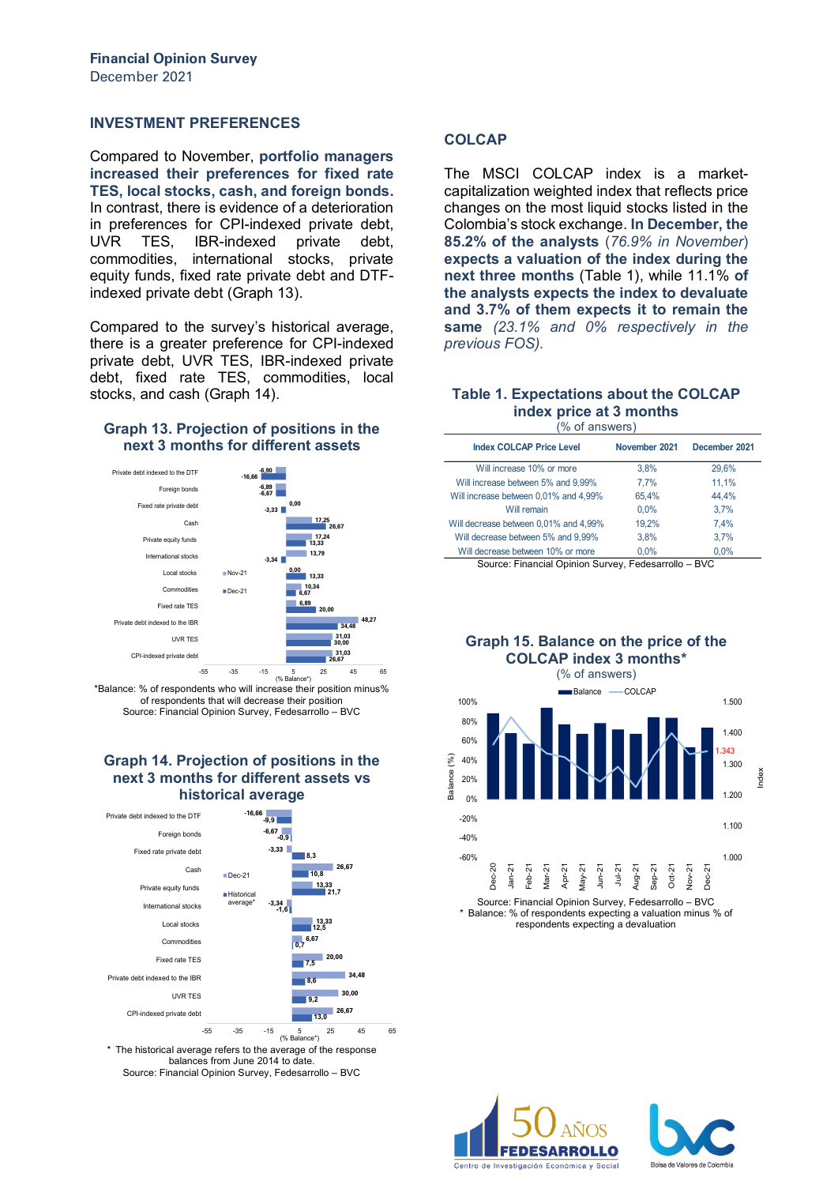**Financial Opinion Survey**
December 2021

## INVESTMENT PREFERENCES

Compared to November, **portfolio managers increased their preferences for fixed rate TES, local stocks, cash, and foreign bonds.** In contrast, there is evidence of a deterioration in preferences for CPI-indexed private debt, UVR TES, IBR-indexed private debt, commodities, international stocks, private equity funds, fixed rate private debt and DTF-indexed private debt (Graph 13).

Compared to the survey's historical average, there is a greater preference for CPI-indexed private debt, UVR TES, IBR-indexed private debt, fixed rate TES, commodities, local stocks, and cash (Graph 14).

### Graph 13. Projection of positions in the next 3 months for different assets

| Asset | Nov-21 | Dec-21 |
|---|---|---|
| Private debt indexed to the DTF | -6,90 | -16,66 |
| Foreign bonds | -6,89 | -6,67 |
| Fixed rate private debt | 0,00 | -3,33 |
| Cash | 17,25 | 26,67 |
| Private equity funds | 17,24 | 13,33 |
| International stocks | 13,79 | -3,34 |
| Local stocks | 0,00 | 13,33 |
| Commodities | 10,34 | 6,67 |
| Fixed rate TES | 6,89 | 20,00 |
| Private debt indexed to the IBR | 48,27 | 34,48 |
| UVR TES | 31,03 | 30,00 |
| CPI-indexed private debt | 31,03 | 26,67 |

*Balance: % of respondents who will increase their position minus% of respondents that will decrease their position
Source: Financial Opinion Survey, Fedesarrollo – BVC

### Graph 14. Projection of positions in the next 3 months for different assets vs historical average

| Asset | Dec-21 | Historical average* |
|---|---|---|
| Private debt indexed to the DTF | -16,66 | -9,9 |
| Foreign bonds | -6,67 | -0,9 |
| Fixed rate private debt | -3,33 | 8,3 |
| Cash | 26,67 | 10,8 |
| Private equity funds | 13,33 | 21,7 |
| International stocks | -3,34 | -1,6 |
| Local stocks | 13,33 | 12,5 |
| Commodities | 6,67 | 0,7 |
| Fixed rate TES | 20,00 | 7,5 |
| Private debt indexed to the IBR | 34,48 | 8,6 |
| UVR TES | 30,00 | 9,2 |
| CPI-indexed private debt | 26,67 | 13,0 |

\* The historical average refers to the average of the response balances from June 2014 to date.
Source: Financial Opinion Survey, Fedesarrollo – BVC

## COLCAP

The MSCI COLCAP index is a market-capitalization weighted index that reflects price changes on the most liquid stocks listed in the Colombia's stock exchange. **In December, the 85.2% of the analysts** *(76.9% in November)* **expects a valuation of the index during the next three months** (Table 1), while 11.1% **of the analysts expects the index to devaluate and 3.7% of them expects it to remain the same** *(23.1% and 0% respectively in the previous FOS).*

### Table 1. Expectations about the COLCAP index price at 3 months
(% of answers)

| Index COLCAP Price Level | November 2021 | December 2021 |
|---|---|---|
| Will increase 10% or more | 3,8% | 29,6% |
| Will increase between 5% and 9,99% | 7,7% | 11,1% |
| Will increase between 0,01% and 4,99% | 65,4% | 44,4% |
| Will remain | 0,0% | 3,7% |
| Will decrease between 0,01% and 4,99% | 19,2% | 7,4% |
| Will decrease between 5% and 9,99% | 3,8% | 3,7% |
| Will decrease between 10% or more | 0,0% | 0,0% |

Source: Financial Opinion Survey, Fedesarrollo – BVC

### Graph 15. Balance on the price of the COLCAP index 3 months*
(% of answers)

Source: Financial Opinion Survey, Fedesarrollo – BVC
\* Balance: % of respondents expecting a valuation minus % of respondents expecting a devaluation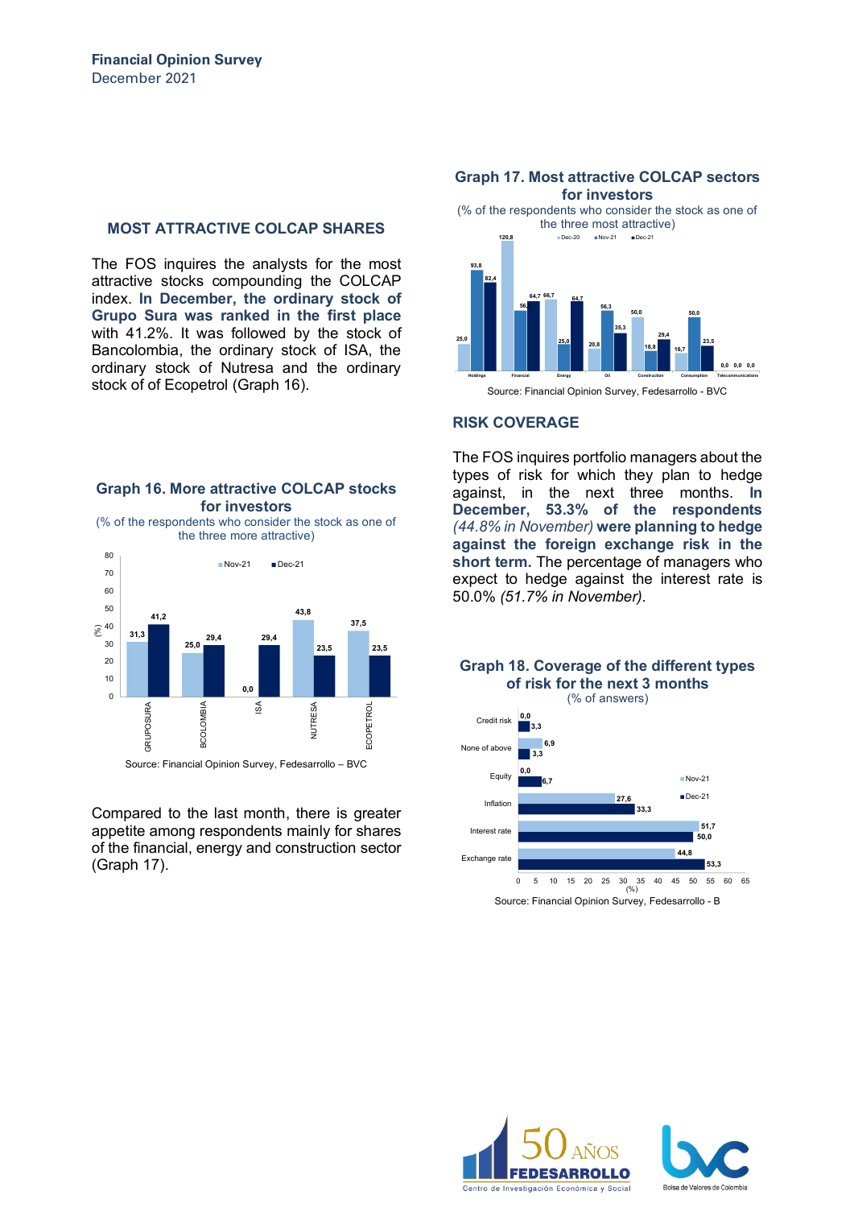## MOST ATTRACTIVE COLCAP SHARES

The FOS inquires the analysts for the most attractive stocks compounding the COLCAP index. **In December, the ordinary stock of Grupo Sura was ranked in the first place** with 41.2%. It was followed by the stock of Bancolombia, the ordinary stock of ISA, the ordinary stock of Nutresa and the ordinary stock of of Ecopetrol (Graph 16).

**Graph 16. More attractive COLCAP stocks for investors**

(% of the respondents who consider the stock as one of the three more attractive)

| (%) | Nov-21 | Dec-21 |
|---|---|---|
| GRUPOSURA | 31,3 | 41,2 |
| BCOLOMBIA | 25,0 | 29,4 |
| ISA | 0,0 | 29,4 |
| NUTRESA | 43,8 | 23,5 |
| ECOPETROL | 37,5 | 23,5 |

Source: Financial Opinion Survey, Fedesarrollo – BVC

Compared to the last month, there is greater appetite among respondents mainly for shares of the financial, energy and construction sector (Graph 17).

**Graph 17. Most attractive COLCAP sectors for investors**

(% of the respondents who consider the stock as one of the three most attractive)

| Sector | Dec-20 | Nov-21 | Dec-21 |
|---|---|---|---|
| Holdings | 25,0 | 93,8 | 82,4 |
| Financial | 120,8 | 56,3 | 64,7 |
| Energy | 66,7 | 25,0 | 64,7 |
| Oil | 20,8 | 56,3 | 35,3 |
| Construction | 50,0 | 18,8 | 29,4 |
| Consumption | 16,7 | 50,0 | 23,5 |
| Telecommunications | 0,0 | 0,0 | 0,0 |

Source: Financial Opinion Survey, Fedesarrollo - BVC

## RISK COVERAGE

The FOS inquires portfolio managers about the types of risk for which they plan to hedge against, in the next three months. **In December, 53.3% of the respondents** *(44.8% in November)* **were planning to hedge against the foreign exchange risk in the short term.** The percentage of managers who expect to hedge against the interest rate is 50.0% *(51.7% in November).*

**Graph 18. Coverage of the different types of risk for the next 3 months**

(% of answers)

| (%) | Nov-21 | Dec-21 |
|---|---|---|
| Credit risk | 0,0 | 3,3 |
| None of above | 6,9 | 3,3 |
| Equity | 0,0 | 6,7 |
| Inflation | 27,6 | 33,3 |
| Interest rate | 51,7 | 50,0 |
| Exchange rate | 44,8 | 53,3 |

Source: Financial Opinion Survey, Fedesarrollo - B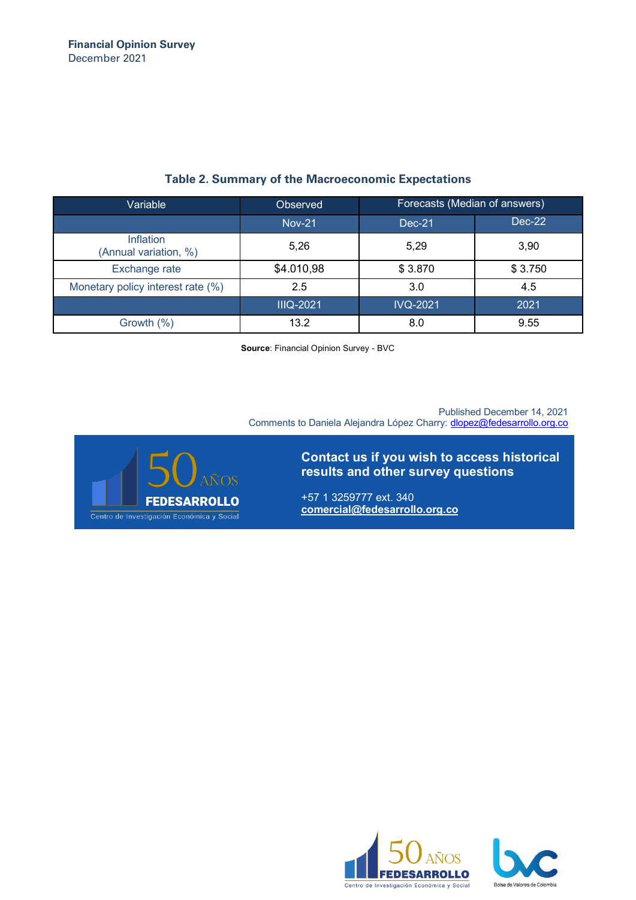**Financial Opinion Survey**
December 2021

### Table 2. Summary of the Macroeconomic Expectations

| Variable | Observed | Forecasts (Median of answers) | |
|---|---|---|---|
| | Nov-21 | Dec-21 | Dec-22 |
| Inflation (Annual variation, %) | 5,26 | 5,29 | 3,90 |
| Exchange rate | $4.010,98 | $ 3.870 | $ 3.750 |
| Monetary policy interest rate (%) | 2.5 | 3.0 | 4.5 |
| | IIIQ-2021 | IVQ-2021 | 2021 |
| Growth (%) | 13.2 | 8.0 | 9.55 |

**Source**: Financial Opinion Survey - BVC

Published December 14, 2021
Comments to Daniela Alejandra López Charry: dlopez@fedesarrollo.org.co

50 AÑOS FEDESARROLLO
Centro de Investigación Económica y Social

**Contact us if you wish to access historical results and other survey questions**

+57 1 3259777 ext. 340
**comercial@fedesarrollo.org.co**

Bolsa de Valores de Colombia